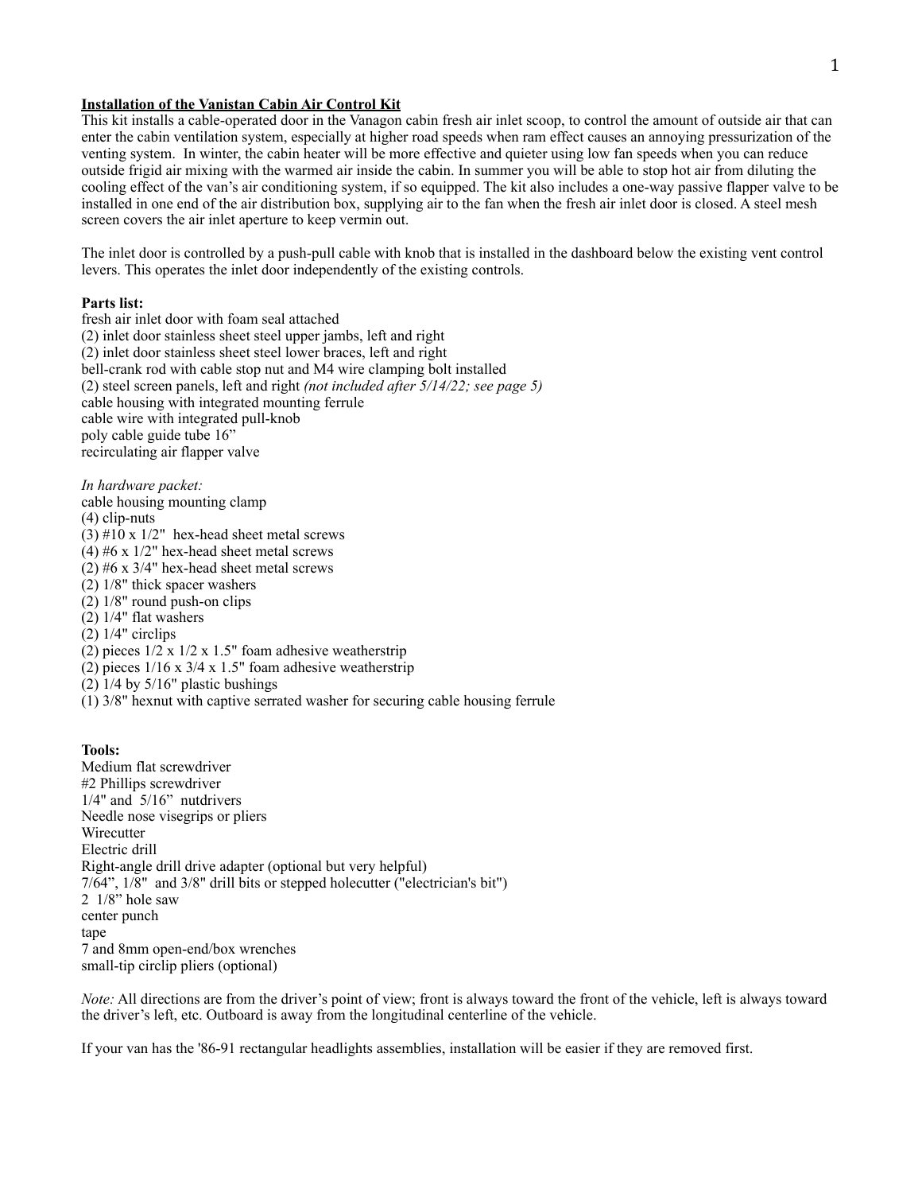**Installation of the Vanistan Cabin Air Control Kit**

This kit installs a cable-operated door in the Vanagon cabin fresh air inlet scoop, to control the amount of outside air that can enter the cabin ventilation system, especially at higher road speeds when ram effect causes an annoying pressurization of the venting system. In winter, the cabin heater will be more effective and quieter using low fan speeds when you can reduce outside frigid air mixing with the warmed air inside the cabin. In summer you will be able to stop hot air from diluting the cooling effect of the van's air conditioning system, if so equipped. The kit also includes a one-way passive flapper valve to be installed in one end of the air distribution box, supplying air to the fan when the fresh air inlet door is closed. A steel mesh screen covers the air inlet aperture to keep vermin out.

The inlet door is controlled by a push-pull cable with knob that is installed in the dashboard below the existing vent control levers. This operates the inlet door independently of the existing controls.

**Parts list:**

fresh air inlet door with foam seal attached
(2) inlet door stainless sheet steel upper jambs, left and right
(2) inlet door stainless sheet steel lower braces, left and right
bell-crank rod with cable stop nut and M4 wire clamping bolt installed
(2) steel screen panels, left and right *(not included after 5/14/22; see page 5)*
cable housing with integrated mounting ferrule
cable wire with integrated pull-knob
poly cable guide tube 16"
recirculating air flapper valve

*In hardware packet:*
cable housing mounting clamp
(4) clip-nuts
(3) #10 x 1/2" hex-head sheet metal screws
(4) #6 x 1/2" hex-head sheet metal screws
(2) #6 x 3/4" hex-head sheet metal screws
(2) 1/8" thick spacer washers
(2) 1/8" round push-on clips
(2) 1/4" flat washers
(2) 1/4" circlips
(2) pieces 1/2 x 1/2 x 1.5" foam adhesive weatherstrip
(2) pieces 1/16 x 3/4 x 1.5" foam adhesive weatherstrip
(2) 1/4 by 5/16" plastic bushings
(1) 3/8" hexnut with captive serrated washer for securing cable housing ferrule

**Tools:**

Medium flat screwdriver
#2 Phillips screwdriver
1/4" and 5/16" nutdrivers
Needle nose visegrips or pliers
Wirecutter
Electric drill
Right-angle drill drive adapter (optional but very helpful)
7/64", 1/8" and 3/8" drill bits or stepped holecutter ("electrician's bit")
2 1/8" hole saw
center punch
tape
7 and 8mm open-end/box wrenches
small-tip circlip pliers (optional)

*Note:* All directions are from the driver's point of view; front is always toward the front of the vehicle, left is always toward the driver's left, etc. Outboard is away from the longitudinal centerline of the vehicle.

If your van has the '86-91 rectangular headlights assemblies, installation will be easier if they are removed first.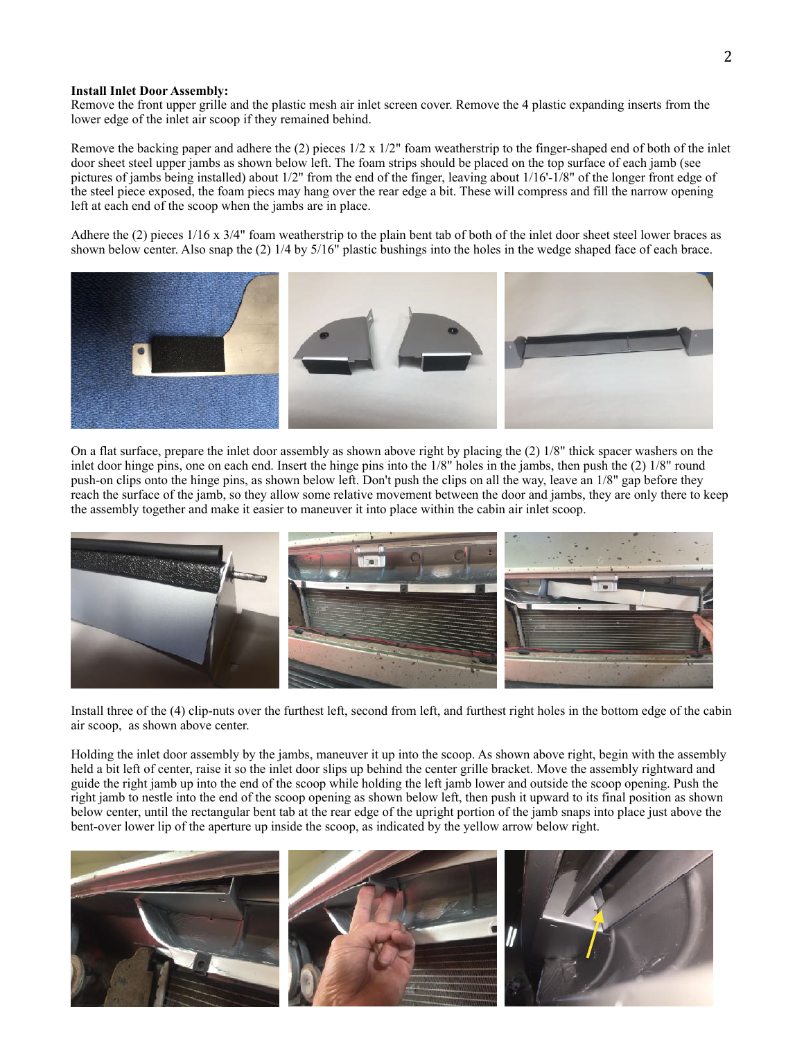**Install Inlet Door Assembly:**
Remove the front upper grille and the plastic mesh air inlet screen cover. Remove the 4 plastic expanding inserts from the lower edge of the inlet air scoop if they remained behind.

Remove the backing paper and adhere the (2) pieces 1/2 x 1/2" foam weatherstrip to the finger-shaped end of both of the inlet door sheet steel upper jambs as shown below left. The foam strips should be placed on the top surface of each jamb (see pictures of jambs being installed) about 1/2" from the end of the finger, leaving about 1/16'-1/8" of the longer front edge of the steel piece exposed, the foam piecs may hang over the rear edge a bit. These will compress and fill the narrow opening left at each end of the scoop when the jambs are in place.

Adhere the (2) pieces 1/16 x 3/4" foam weatherstrip to the plain bent tab of both of the inlet door sheet steel lower braces as shown below center. Also snap the (2) 1/4 by 5/16" plastic bushings into the holes in the wedge shaped face of each brace.

On a flat surface, prepare the inlet door assembly as shown above right by placing the (2) 1/8" thick spacer washers on the inlet door hinge pins, one on each end. Insert the hinge pins into the 1/8" holes in the jambs, then push the (2) 1/8" round push-on clips onto the hinge pins, as shown below left. Don't push the clips on all the way, leave an 1/8" gap before they reach the surface of the jamb, so they allow some relative movement between the door and jambs, they are only there to keep the assembly together and make it easier to maneuver it into place within the cabin air inlet scoop.

Install three of the (4) clip-nuts over the furthest left, second from left, and furthest right holes in the bottom edge of the cabin air scoop, as shown above center.

Holding the inlet door assembly by the jambs, maneuver it up into the scoop. As shown above right, begin with the assembly held a bit left of center, raise it so the inlet door slips up behind the center grille bracket. Move the assembly rightward and guide the right jamb up into the end of the scoop while holding the left jamb lower and outside the scoop opening. Push the right jamb to nestle into the end of the scoop opening as shown below left, then push it upward to its final position as shown below center, until the rectangular bent tab at the rear edge of the upright portion of the jamb snaps into place just above the bent-over lower lip of the aperture up inside the scoop, as indicated by the yellow arrow below right.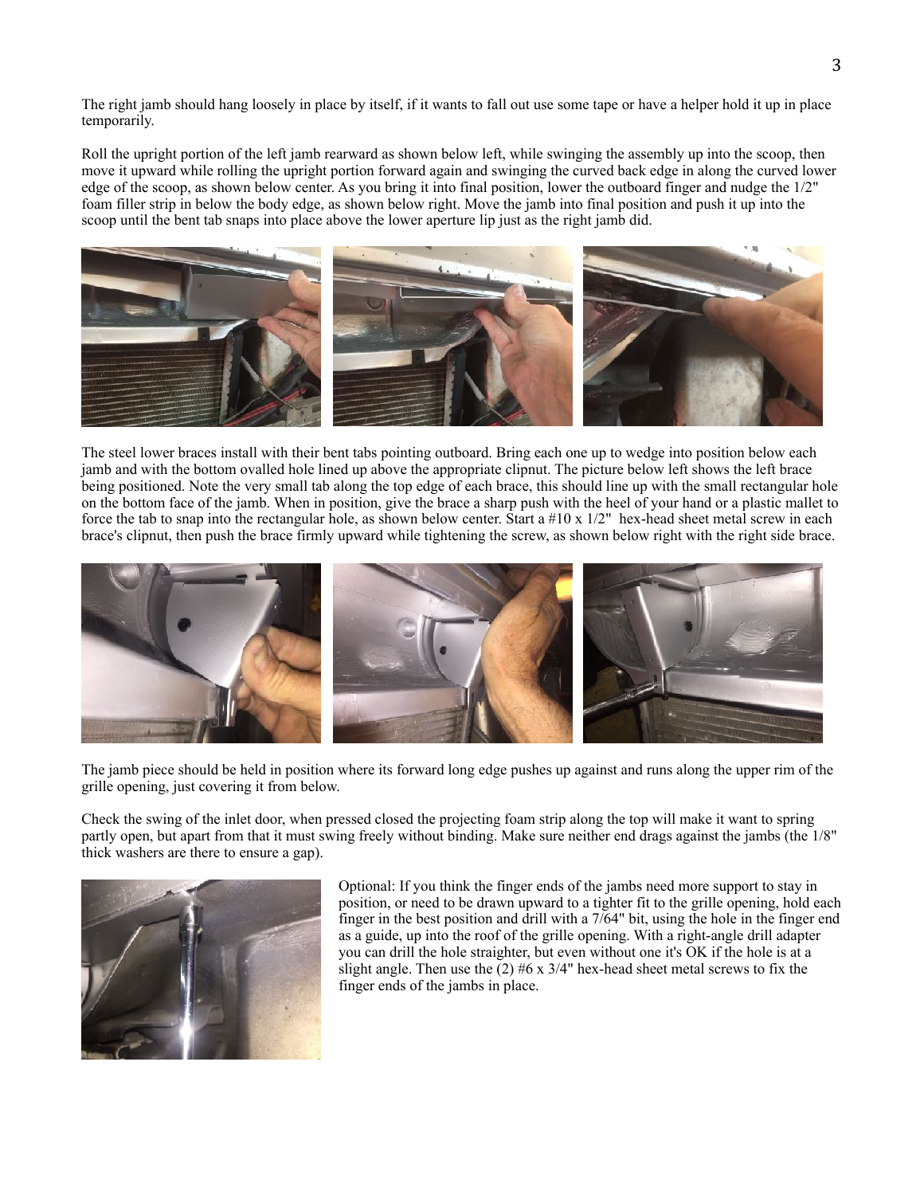The right jamb should hang loosely in place by itself, if it wants to fall out use some tape or have a helper hold it up in place temporarily.

Roll the upright portion of the left jamb rearward as shown below left, while swinging the assembly up into the scoop, then move it upward while rolling the upright portion forward again and swinging the curved back edge in along the curved lower edge of the scoop, as shown below center. As you bring it into final position, lower the outboard finger and nudge the 1/2" foam filler strip in below the body edge, as shown below right. Move the jamb into final position and push it up into the scoop until the bent tab snaps into place above the lower aperture lip just as the right jamb did.

The steel lower braces install with their bent tabs pointing outboard. Bring each one up to wedge into position below each jamb and with the bottom ovalled hole lined up above the appropriate clipnut. The picture below left shows the left brace being positioned. Note the very small tab along the top edge of each brace, this should line up with the small rectangular hole on the bottom face of the jamb. When in position, give the brace a sharp push with the heel of your hand or a plastic mallet to force the tab to snap into the rectangular hole, as shown below center. Start a #10 x 1/2" hex-head sheet metal screw in each brace's clipnut, then push the brace firmly upward while tightening the screw, as shown below right with the right side brace.

The jamb piece should be held in position where its forward long edge pushes up against and runs along the upper rim of the grille opening, just covering it from below.

Check the swing of the inlet door, when pressed closed the projecting foam strip along the top will make it want to spring partly open, but apart from that it must swing freely without binding. Make sure neither end drags against the jambs (the 1/8" thick washers are there to ensure a gap).

Optional: If you think the finger ends of the jambs need more support to stay in position, or need to be drawn upward to a tighter fit to the grille opening, hold each finger in the best position and drill with a 7/64" bit, using the hole in the finger end as a guide, up into the roof of the grille opening. With a right-angle drill adapter you can drill the hole straighter, but even without one it's OK if the hole is at a slight angle. Then use the (2) #6 x 3/4" hex-head sheet metal screws to fix the finger ends of the jambs in place.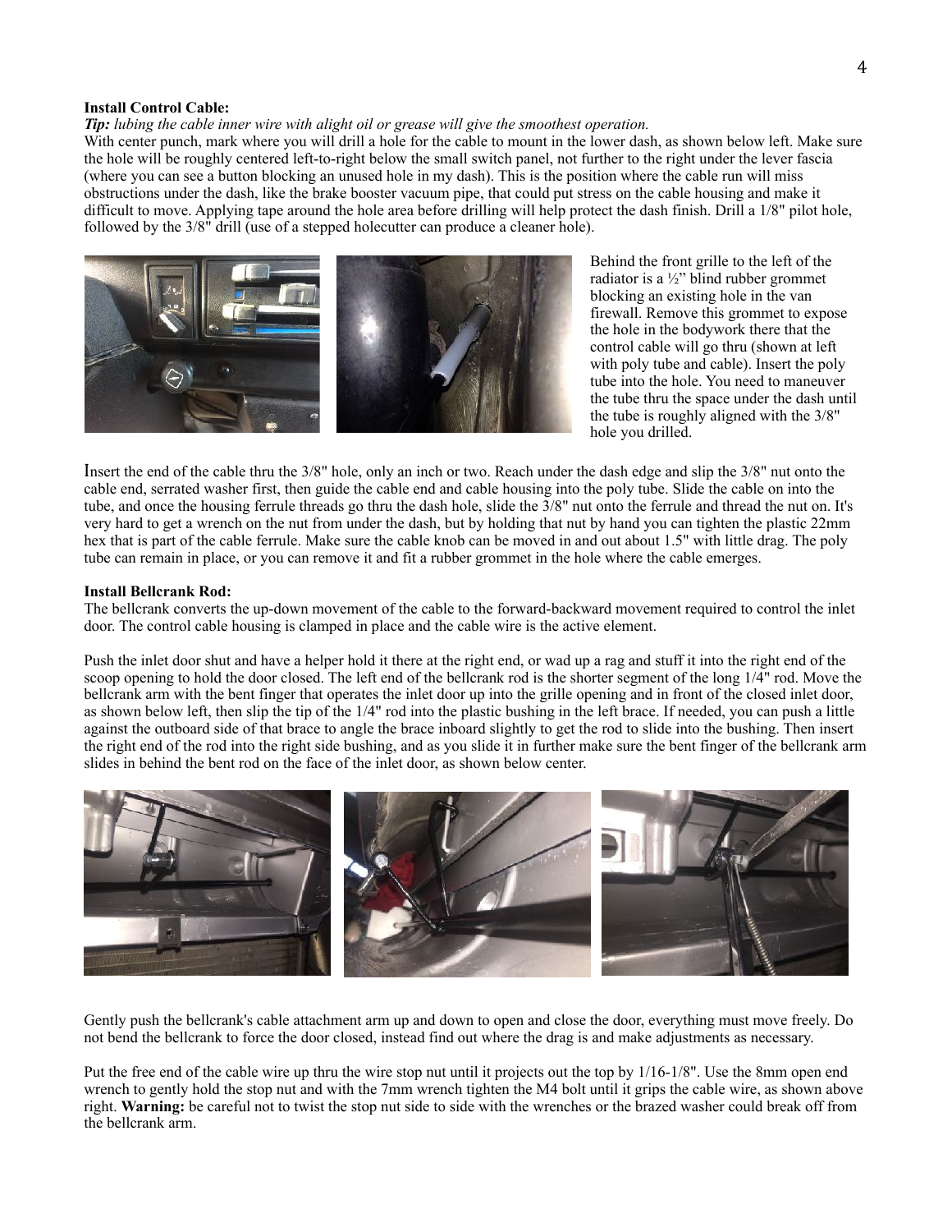**Install Control Cable:**

***Tip:*** *lubing the cable inner wire with alight oil or grease will give the smoothest operation.*

With center punch, mark where you will drill a hole for the cable to mount in the lower dash, as shown below left. Make sure the hole will be roughly centered left-to-right below the small switch panel, not further to the right under the lever fascia (where you can see a button blocking an unused hole in my dash). This is the position where the cable run will miss obstructions under the dash, like the brake booster vacuum pipe, that could put stress on the cable housing and make it difficult to move. Applying tape around the hole area before drilling will help protect the dash finish. Drill a 1/8" pilot hole, followed by the 3/8" drill (use of a stepped holecutter can produce a cleaner hole).

Behind the front grille to the left of the radiator is a ½" blind rubber grommet blocking an existing hole in the van firewall. Remove this grommet to expose the hole in the bodywork there that the control cable will go thru (shown at left with poly tube and cable). Insert the poly tube into the hole. You need to maneuver the tube thru the space under the dash until the tube is roughly aligned with the 3/8" hole you drilled.

Insert the end of the cable thru the 3/8" hole, only an inch or two. Reach under the dash edge and slip the 3/8" nut onto the cable end, serrated washer first, then guide the cable end and cable housing into the poly tube. Slide the cable on into the tube, and once the housing ferrule threads go thru the dash hole, slide the 3/8" nut onto the ferrule and thread the nut on. It's very hard to get a wrench on the nut from under the dash, but by holding that nut by hand you can tighten the plastic 22mm hex that is part of the cable ferrule. Make sure the cable knob can be moved in and out about 1.5" with little drag. The poly tube can remain in place, or you can remove it and fit a rubber grommet in the hole where the cable emerges.

**Install Bellcrank Rod:**

The bellcrank converts the up-down movement of the cable to the forward-backward movement required to control the inlet door. The control cable housing is clamped in place and the cable wire is the active element.

Push the inlet door shut and have a helper hold it there at the right end, or wad up a rag and stuff it into the right end of the scoop opening to hold the door closed. The left end of the bellcrank rod is the shorter segment of the long 1/4" rod. Move the bellcrank arm with the bent finger that operates the inlet door up into the grille opening and in front of the closed inlet door, as shown below left, then slip the tip of the 1/4" rod into the plastic bushing in the left brace. If needed, you can push a little against the outboard side of that brace to angle the brace inboard slightly to get the rod to slide into the bushing. Then insert the right end of the rod into the right side bushing, and as you slide it in further make sure the bent finger of the bellcrank arm slides in behind the bent rod on the face of the inlet door, as shown below center.

Gently push the bellcrank's cable attachment arm up and down to open and close the door, everything must move freely. Do not bend the bellcrank to force the door closed, instead find out where the drag is and make adjustments as necessary.

Put the free end of the cable wire up thru the wire stop nut until it projects out the top by 1/16-1/8". Use the 8mm open end wrench to gently hold the stop nut and with the 7mm wrench tighten the M4 bolt until it grips the cable wire, as shown above right. **Warning:** be careful not to twist the stop nut side to side with the wrenches or the brazed washer could break off from the bellcrank arm.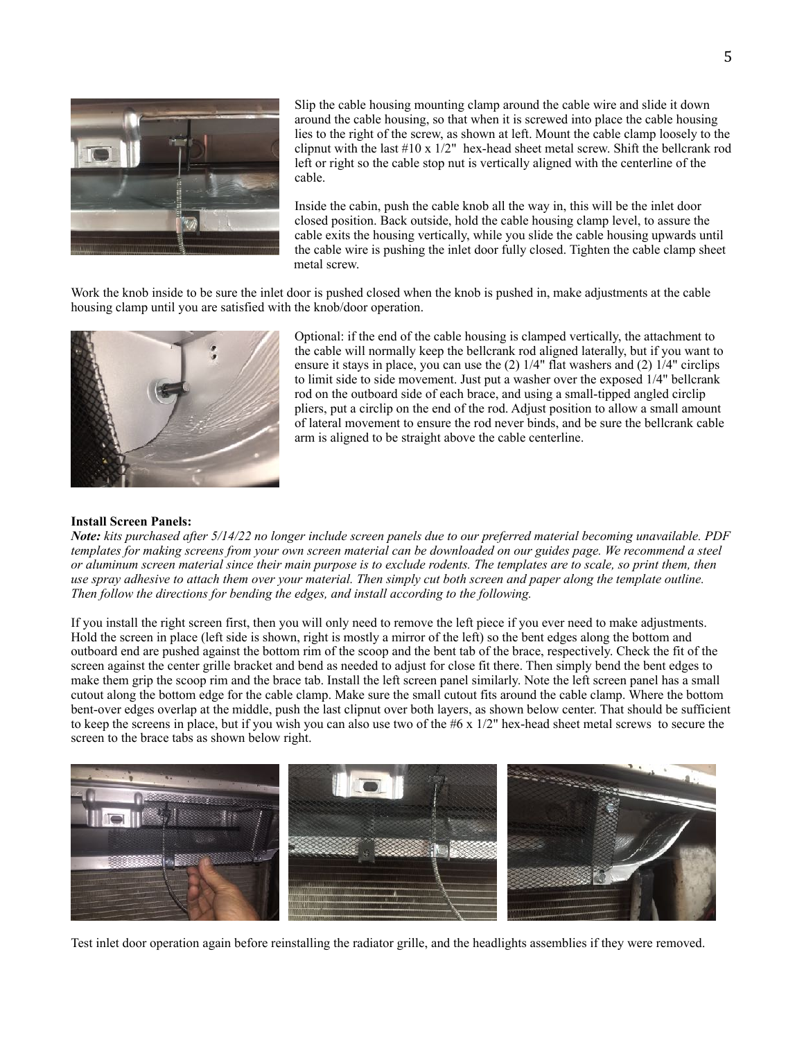Slip the cable housing mounting clamp around the cable wire and slide it down around the cable housing, so that when it is screwed into place the cable housing lies to the right of the screw, as shown at left. Mount the cable clamp loosely to the clipnut with the last #10 x 1/2" hex-head sheet metal screw. Shift the bellcrank rod left or right so the cable stop nut is vertically aligned with the centerline of the cable.

Inside the cabin, push the cable knob all the way in, this will be the inlet door closed position. Back outside, hold the cable housing clamp level, to assure the cable exits the housing vertically, while you slide the cable housing upwards until the cable wire is pushing the inlet door fully closed. Tighten the cable clamp sheet metal screw.

Work the knob inside to be sure the inlet door is pushed closed when the knob is pushed in, make adjustments at the cable housing clamp until you are satisfied with the knob/door operation.

Optional: if the end of the cable housing is clamped vertically, the attachment to the cable will normally keep the bellcrank rod aligned laterally, but if you want to ensure it stays in place, you can use the (2) 1/4" flat washers and (2) 1/4" circlips to limit side to side movement. Just put a washer over the exposed 1/4" bellcrank rod on the outboard side of each brace, and using a small-tipped angled circlip pliers, put a circlip on the end of the rod. Adjust position to allow a small amount of lateral movement to ensure the rod never binds, and be sure the bellcrank cable arm is aligned to be straight above the cable centerline.

**Install Screen Panels:**

***Note:*** *kits purchased after 5/14/22 no longer include screen panels due to our preferred material becoming unavailable. PDF templates for making screens from your own screen material can be downloaded on our guides page. We recommend a steel or aluminum screen material since their main purpose is to exclude rodents. The templates are to scale, so print them, then use spray adhesive to attach them over your material. Then simply cut both screen and paper along the template outline. Then follow the directions for bending the edges, and install according to the following.*

If you install the right screen first, then you will only need to remove the left piece if you ever need to make adjustments. Hold the screen in place (left side is shown, right is mostly a mirror of the left) so the bent edges along the bottom and outboard end are pushed against the bottom rim of the scoop and the bent tab of the brace, respectively. Check the fit of the screen against the center grille bracket and bend as needed to adjust for close fit there. Then simply bend the bent edges to make them grip the scoop rim and the brace tab. Install the left screen panel similarly. Note the left screen panel has a small cutout along the bottom edge for the cable clamp. Make sure the small cutout fits around the cable clamp. Where the bottom bent-over edges overlap at the middle, push the last clipnut over both layers, as shown below center. That should be sufficient to keep the screens in place, but if you wish you can also use two of the #6 x 1/2" hex-head sheet metal screws to secure the screen to the brace tabs as shown below right.

Test inlet door operation again before reinstalling the radiator grille, and the headlights assemblies if they were removed.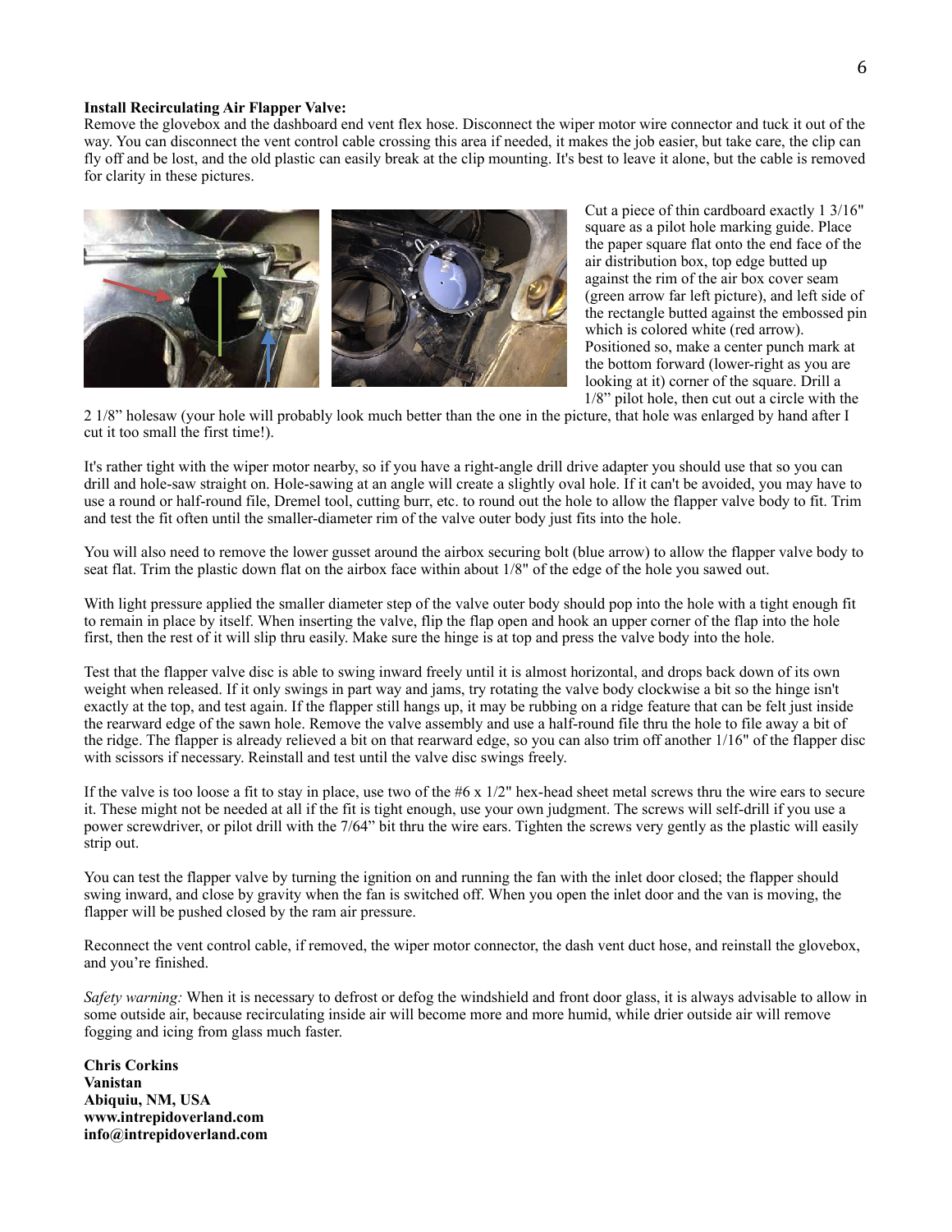**Install Recirculating Air Flapper Valve:**
Remove the glovebox and the dashboard end vent flex hose. Disconnect the wiper motor wire connector and tuck it out of the way. You can disconnect the vent control cable crossing this area if needed, it makes the job easier, but take care, the clip can fly off and be lost, and the old plastic can easily break at the clip mounting. It's best to leave it alone, but the cable is removed for clarity in these pictures.

Cut a piece of thin cardboard exactly 1 3/16" square as a pilot hole marking guide. Place the paper square flat onto the end face of the air distribution box, top edge butted up against the rim of the air box cover seam (green arrow far left picture), and left side of the rectangle butted against the embossed pin which is colored white (red arrow). Positioned so, make a center punch mark at the bottom forward (lower-right as you are looking at it) corner of the square. Drill a 1/8" pilot hole, then cut out a circle with the 2 1/8" holesaw (your hole will probably look much better than the one in the picture, that hole was enlarged by hand after I cut it too small the first time!).

It's rather tight with the wiper motor nearby, so if you have a right-angle drill drive adapter you should use that so you can drill and hole-saw straight on. Hole-sawing at an angle will create a slightly oval hole. If it can't be avoided, you may have to use a round or half-round file, Dremel tool, cutting burr, etc. to round out the hole to allow the flapper valve body to fit. Trim and test the fit often until the smaller-diameter rim of the valve outer body just fits into the hole.

You will also need to remove the lower gusset around the airbox securing bolt (blue arrow) to allow the flapper valve body to seat flat. Trim the plastic down flat on the airbox face within about 1/8" of the edge of the hole you sawed out.

With light pressure applied the smaller diameter step of the valve outer body should pop into the hole with a tight enough fit to remain in place by itself. When inserting the valve, flip the flap open and hook an upper corner of the flap into the hole first, then the rest of it will slip thru easily. Make sure the hinge is at top and press the valve body into the hole.

Test that the flapper valve disc is able to swing inward freely until it is almost horizontal, and drops back down of its own weight when released. If it only swings in part way and jams, try rotating the valve body clockwise a bit so the hinge isn't exactly at the top, and test again. If the flapper still hangs up, it may be rubbing on a ridge feature that can be felt just inside the rearward edge of the sawn hole. Remove the valve assembly and use a half-round file thru the hole to file away a bit of the ridge. The flapper is already relieved a bit on that rearward edge, so you can also trim off another 1/16" of the flapper disc with scissors if necessary. Reinstall and test until the valve disc swings freely.

If the valve is too loose a fit to stay in place, use two of the #6 x 1/2" hex-head sheet metal screws thru the wire ears to secure it. These might not be needed at all if the fit is tight enough, use your own judgment. The screws will self-drill if you use a power screwdriver, or pilot drill with the 7/64" bit thru the wire ears. Tighten the screws very gently as the plastic will easily strip out.

You can test the flapper valve by turning the ignition on and running the fan with the inlet door closed; the flapper should swing inward, and close by gravity when the fan is switched off. When you open the inlet door and the van is moving, the flapper will be pushed closed by the ram air pressure.

Reconnect the vent control cable, if removed, the wiper motor connector, the dash vent duct hose, and reinstall the glovebox, and you're finished.

*Safety warning:* When it is necessary to defrost or defog the windshield and front door glass, it is always advisable to allow in some outside air, because recirculating inside air will become more and more humid, while drier outside air will remove fogging and icing from glass much faster.

**Chris Corkins**
**Vanistan**
**Abiquiu, NM, USA**
**www.intrepidoverland.com**
**info@intrepidoverland.com**